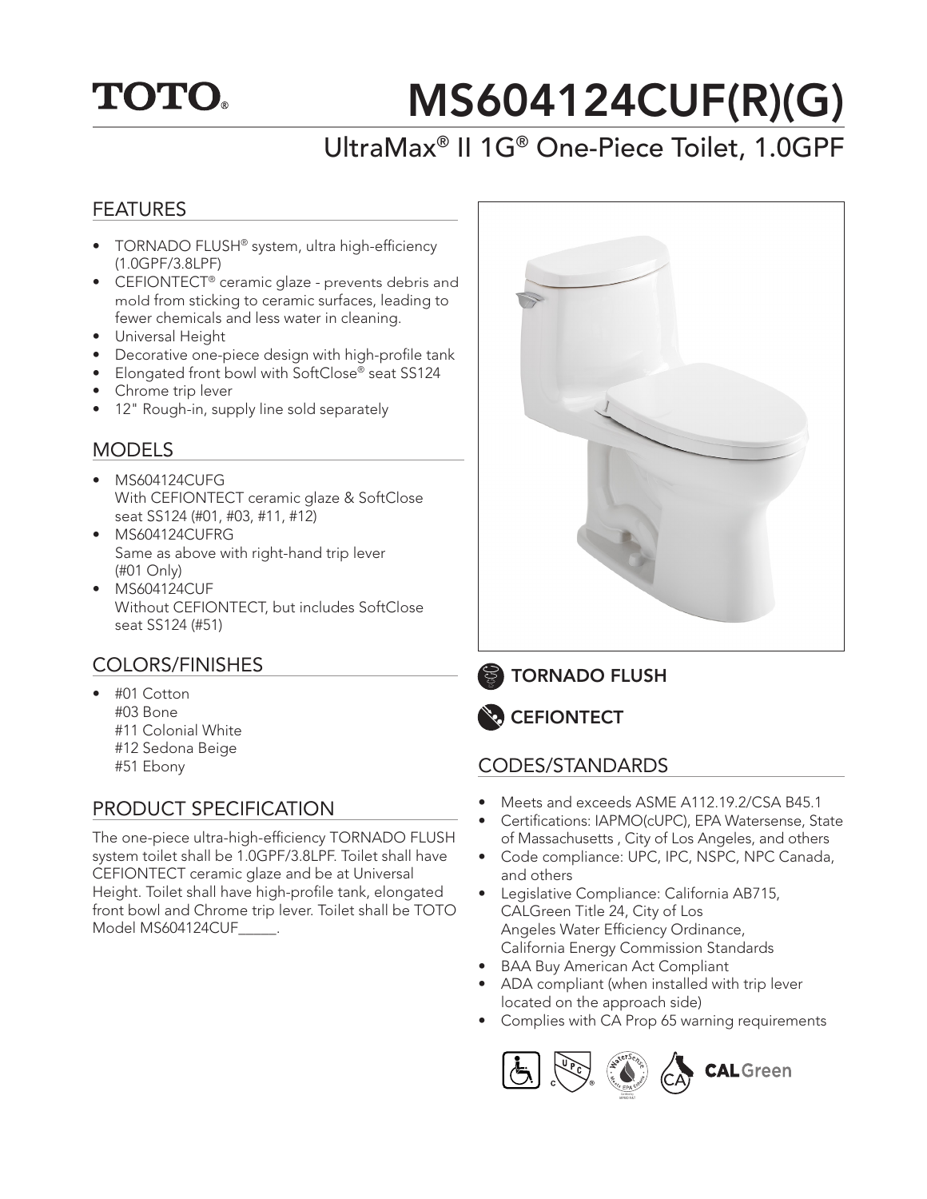# TOTO®

# MS604124CUF(R)(G)

## UltraMax® II 1G® One-Piece Toilet, 1.0GPF

## FEATURES

- TORNADO FLUSH® system, ultra high-efficiency (1.0GPF/3.8LPF)
- CEFIONTECT® ceramic glaze - prevents debris and mold from sticking to ceramic surfaces, leading to fewer chemicals and less water in cleaning.
- Universal Height
- Decorative one-piece design with high-profile tank
- Elongated front bowl with SoftClose® seat SS124
- Chrome trip lever
- 12" Rough-in, supply line sold separately

## MODELS

- MS604124CUFG
  With CEFIONTECT ceramic glaze & SoftClose seat SS124 (#01, #03, #11, #12)
- MS604124CUFRG
  Same as above with right-hand trip lever (#01 Only)
- MS604124CUF
  Without CEFIONTECT, but includes SoftClose seat SS124 (#51)

## COLORS/FINISHES

- #01 Cotton
  #03 Bone
  #11 Colonial White
  #12 Sedona Beige
  #51 Ebony

## PRODUCT SPECIFICATION

The one-piece ultra-high-efficiency TORNADO FLUSH system toilet shall be 1.0GPF/3.8LPF. Toilet shall have CEFIONTECT ceramic glaze and be at Universal Height. Toilet shall have high-profile tank, elongated front bowl and Chrome trip lever. Toilet shall be TOTO Model MS604124CUF_____.

**TORNADO FLUSH**

**CEFIONTECT**

## CODES/STANDARDS

- Meets and exceeds ASME A112.19.2/CSA B45.1
- Certifications: IAPMO(cUPC), EPA Watersense, State of Massachusetts , City of Los Angeles, and others
- Code compliance: UPC, IPC, NSPC, NPC Canada, and others
- Legislative Compliance: California AB715, CALGreen Title 24, City of Los Angeles Water Efficiency Ordinance, California Energy Commission Standards
- BAA Buy American Act Compliant
- ADA compliant (when installed with trip lever located on the approach side)
- Complies with CA Prop 65 warning requirements

CALGreen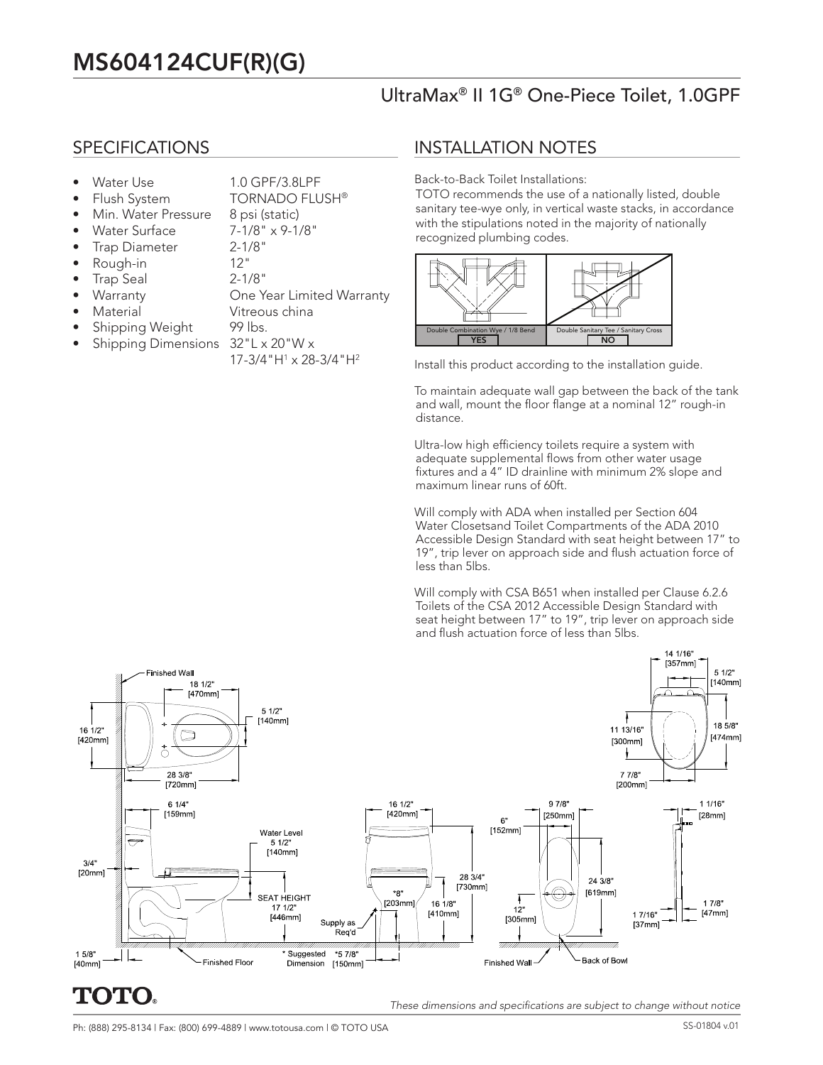# MS604124CUF(R)(G)

## UltraMax® II 1G® One-Piece Toilet, 1.0GPF

## SPECIFICATIONS

- Water Use — 1.0 GPF/3.8LPF
- Flush System — TORNADO FLUSH®
- Min. Water Pressure — 8 psi (static)
- Water Surface — 7-1/8" x 9-1/8"
- Trap Diameter — 2-1/8"
- Rough-in — 12"
- Trap Seal — 2-1/8"
- Warranty — One Year Limited Warranty
- Material — Vitreous china
- Shipping Weight — 99 lbs.
- Shipping Dimensions — 32"L x 20"W x 17-3/4"H[1] x 28-3/4"H[2]

## INSTALLATION NOTES

Back-to-Back Toilet Installations:
TOTO recommends the use of a nationally listed, double sanitary tee-wye only, in vertical waste stacks, in accordance with the stipulations noted in the majority of nationally recognized plumbing codes.

Double Combination Wye / 1/8 Bend
YES

Double Sanitary Tee / Sanitary Cross
NO

Install this product according to the installation guide.

To maintain adequate wall gap between the back of the tank and wall, mount the floor flange at a nominal 12" rough-in distance.

Ultra-low high efficiency toilets require a system with adequate supplemental flows from other water usage fixtures and a 4" ID drainline with minimum 2% slope and maximum linear runs of 60ft.

Will comply with ADA when installed per Section 604 Water Closetsand Toilet Compartments of the ADA 2010 Accessible Design Standard with seat height between 17" to 19", trip lever on approach side and flush actuation force of less than 5lbs.

Will comply with CSA B651 when installed per Clause 6.2.6 Toilets of the CSA 2012 Accessible Design Standard with seat height between 17" to 19", trip lever on approach side and flush actuation force of less than 5lbs.

Finished Wall
18 1/2" [470mm]
5 1/2" [140mm]
16 1/2" [420mm]
28 3/8" [720mm]
6 1/4" [159mm]
Water Level 5 1/2" [140mm]
3/4" [20mm]
SEAT HEIGHT 17 1/2" [446mm]
1 5/8" [40mm]
Finished Floor
* Suggested Dimension
16 1/2" [420mm]
28 3/4" [730mm]
*8" [203mm]
16 1/8" [410mm]
Supply as Req'd
*5 7/8" [150mm]
9 7/8" [250mm]
6" [152mm]
24 3/8" [619mm]
12" [305mm]
Finished Wall
Back of Bowl
14 1/16" [357mm]
5 1/2" [140mm]
11 13/16" [300mm]
18 5/8" [474mm]
7 7/8" [200mm]
1 1/16" [28mm]
1 7/8" [47mm]
1 7/16" [37mm]

*These dimensions and specifications are subject to change without notice*

Ph: (888) 295-8134 | Fax: (800) 699-4889 | www.totousa.com | © TOTO USA

SS-01804 v.01